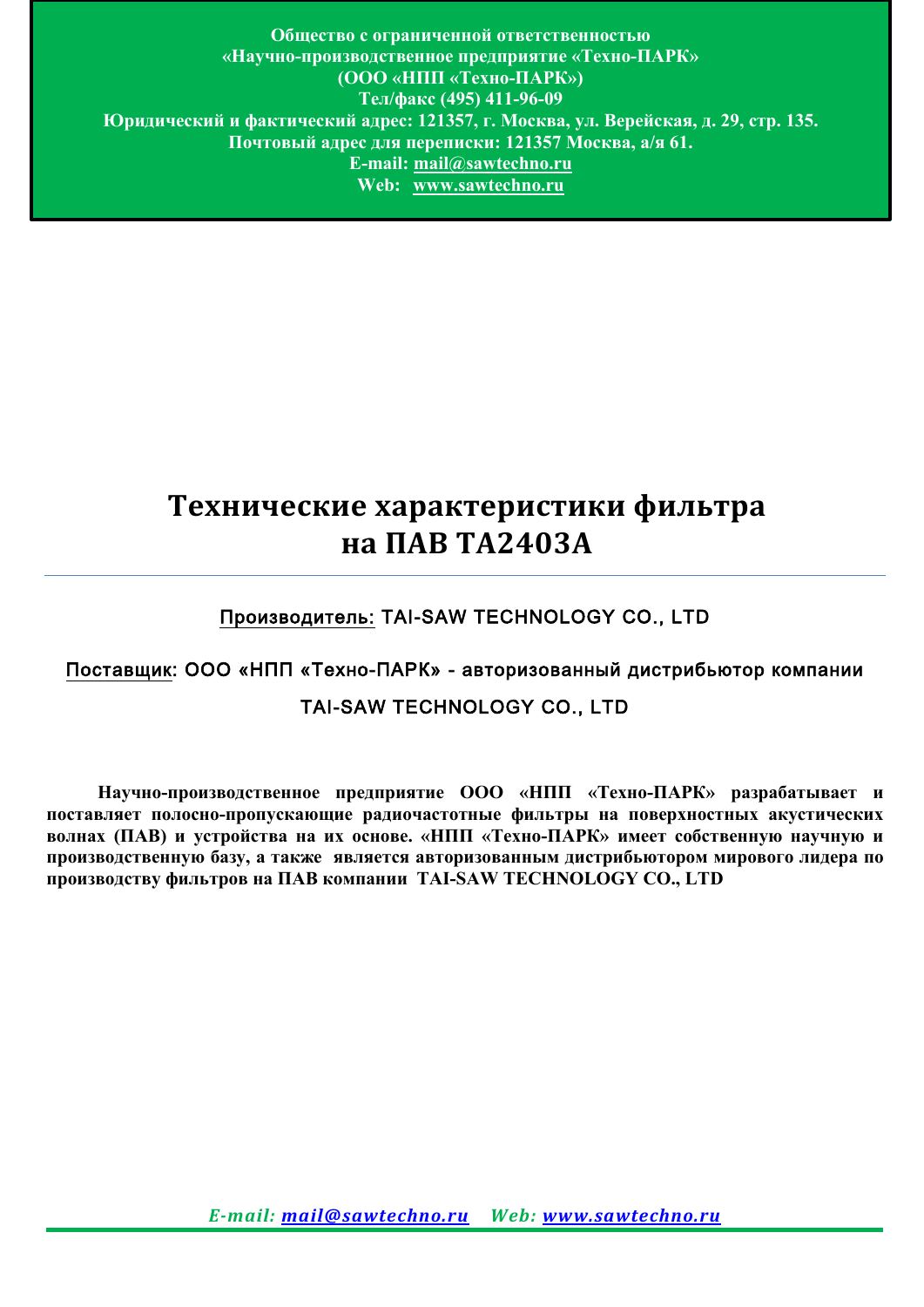**Общество с ограниченной ответственностью**
**«Научно-производственное предприятие «Техно-ПАРК»**
**(ООО «НПП «Техно-ПАРК»)**
**Тел/факс (495) 411-96-09**
**Юридический и фактический адрес: 121357, г. Москва, ул. Верейская, д. 29, стр. 135.**
**Почтовый адрес для переписки: 121357 Москва, а/я 61.**
**E-mail: mail@sawtechno.ru**
**Web: www.sawtechno.ru**

# Технические характеристики фильтра на ПАВ TA2403A

Производитель: TAI-SAW TECHNOLOGY CO., LTD

Поставщик: ООО «НПП «Техно-ПАРК» - авторизованный дистрибьютор компании TAI-SAW TECHNOLOGY CO., LTD

**Научно-производственное предприятие ООО «НПП «Техно-ПАРК» разрабатывает и поставляет полосно-пропускающие радиочастотные фильтры на поверхностных акустических волнах (ПАВ) и устройства на их основе. «НПП «Техно-ПАРК» имеет собственную научную и производственную базу, а также является авторизованным дистрибьютором мирового лидера по производству фильтров на ПАВ компании TAI-SAW TECHNOLOGY CO., LTD**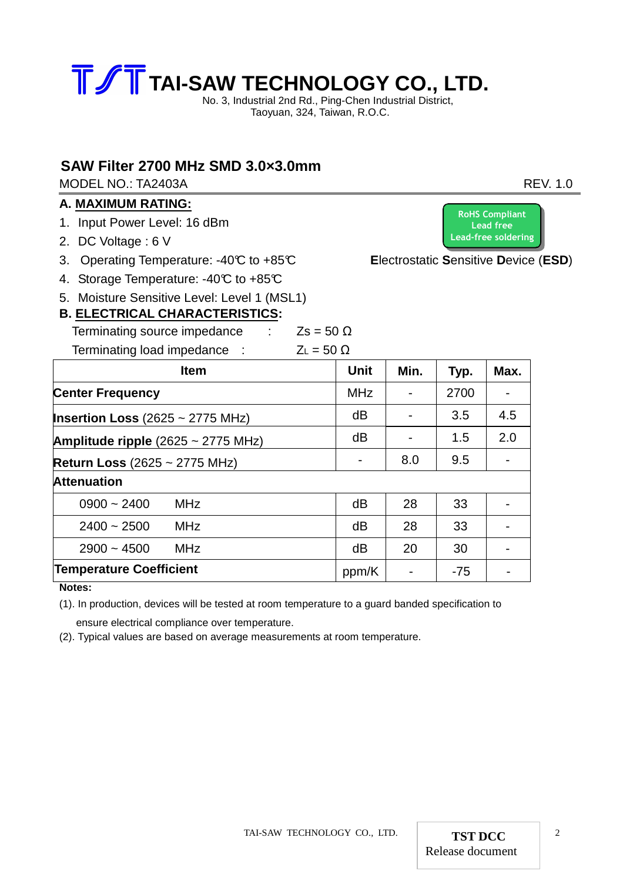# TAI-SAW TECHNOLOGY CO., LTD.

No. 3, Industrial 2nd Rd., Ping-Chen Industrial District,
Taoyuan, 324, Taiwan, R.O.C.

## SAW Filter 2700 MHz SMD 3.0×3.0mm

MODEL NO.: TA2403A

REV. 1.0

### A. MAXIMUM RATING:

RoHS Compliant
Lead free
Lead-free soldering

1. Input Power Level: 16 dBm
2. DC Voltage : 6 V
3. Operating Temperature: -40℃ to +85℃
4. Storage Temperature: -40℃ to +85℃
5. Moisture Sensitive Level: Level 1 (MSL1)

**E**lectrostatic **S**ensitive **D**evice (**ESD**)

### B. ELECTRICAL CHARACTERISTICS:

Terminating source impedance : $Z_S = 50\ \Omega$

Terminating load impedance : $Z_L = 50\ \Omega$

| Item | Unit | Min. | Typ. | Max. |
|---|---|---|---|---|
| **Center Frequency** | MHz | - | 2700 | - |
| **Insertion Loss** (2625 ~ 2775 MHz) | dB | - | 3.5 | 4.5 |
| **Amplitude ripple** (2625 ~ 2775 MHz) | dB | - | 1.5 | 2.0 |
| **Return Loss** (2625 ~ 2775 MHz) | - | 8.0 | 9.5 | - |
| **Attenuation** | | | | |
| 0900 ~ 2400 MHz | dB | 28 | 33 | - |
| 2400 ~ 2500 MHz | dB | 28 | 33 | - |
| 2900 ~ 4500 MHz | dB | 20 | 30 | - |
| **Temperature Coefficient** | ppm/K | - | -75 | - |

**Notes:**

(1). In production, devices will be tested at room temperature to a guard banded specification to ensure electrical compliance over temperature.

(2). Typical values are based on average measurements at room temperature.

TAI-SAW TECHNOLOGY CO., LTD.

**TST DCC**
Release document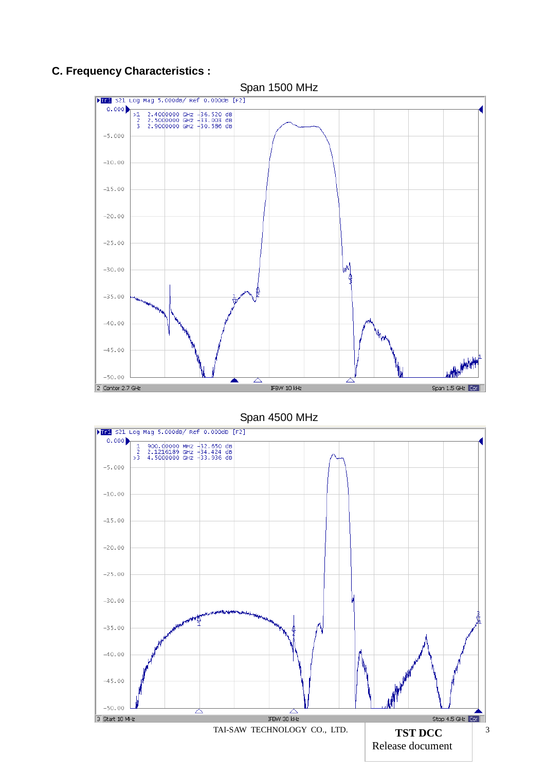## C. Frequency Characteristics :

Span 1500 MHz

Tr1 S21 Log Mag 5.000dB/ Ref 0.000dB [F2]

| Marker | Frequency | Value |
|---|---|---|
| >1 | 2.4000000 GHz | -36.520 dB |
| 2 | 2.5000000 GHz | -33.003 dB |
| 3 | 2.9000000 GHz | -30.586 dB |

2 Center 2.7 GHz IFBW 10 kHz Span 1.5 GHz

Span 4500 MHz

Tr1 S21 Log Mag 5.000dB/ Ref 0.000dB [F2]

| Marker | Frequency | Value |
|---|---|---|
| 1 | 900.00000 MHz | -32.650 dB |
| 2 | 2.1216189 GHz | -34.424 dB |
| >3 | 4.5000000 GHz | -33.936 dB |

3 Start 10 MHz IFBW 30 kHz Stop 4.5 GHz

TAI-SAW TECHNOLOGY CO., LTD.

**TST DCC**
Release document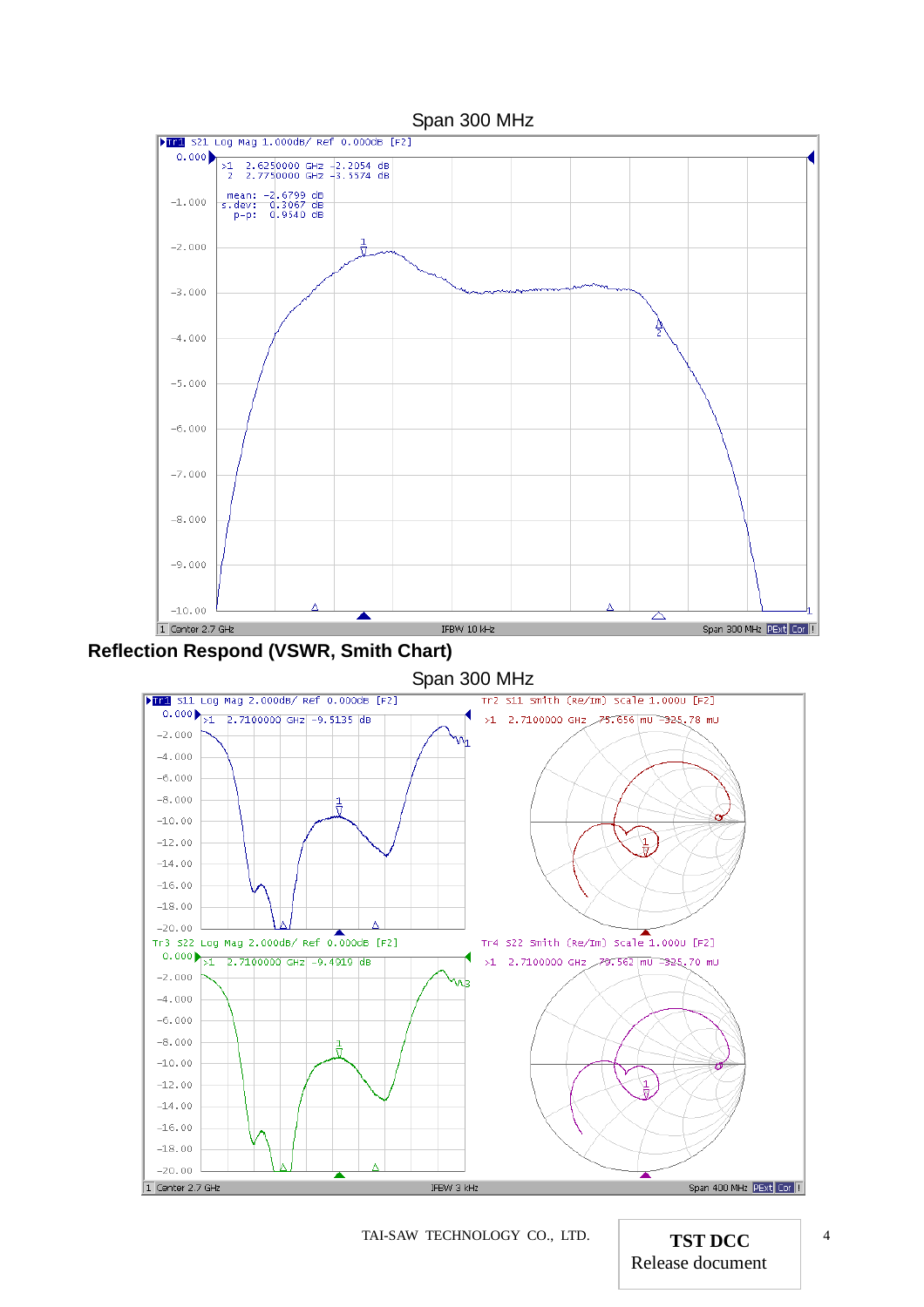Span 300 MHz

```
Tr1 S21 Log Mag 1.000dB/ Ref 0.000dB [F2]
>1  2.6250000 GHz  -2.2054 dB
 2  2.7750000 GHz  -3.5574 dB

 mean: -2.6799 dB
s.dev:  0.3067 dB
  p-p:  0.9540 dB

1 Center 2.7 GHz        IFBW 10 kHz        Span 300 MHz
```

**Reflection Respond (VSWR, Smith Chart)**

Span 300 MHz

```
Tr1 S11 Log Mag 2.000dB/ Ref 0.000dB [F2]
>1  2.7100000 GHz  -9.5135 dB

Tr2 S11 Smith (Re/Im) Scale 1.000U [F2]
>1  2.7100000 GHz  75.656 mU  -325.78 mU

Tr3 S22 Log Mag 2.000dB/ Ref 0.000dB [F2]
>1  2.7100000 GHz  -9.4919 dB

Tr4 S22 Smith (Re/Im) Scale 1.000U [F2]
>1  2.7100000 GHz  70.562 mU  -325.70 mU

1 Center 2.7 GHz        IFBW 3 kHz        Span 400 MHz
```

TAI-SAW TECHNOLOGY CO., LTD.

**TST DCC**
Release document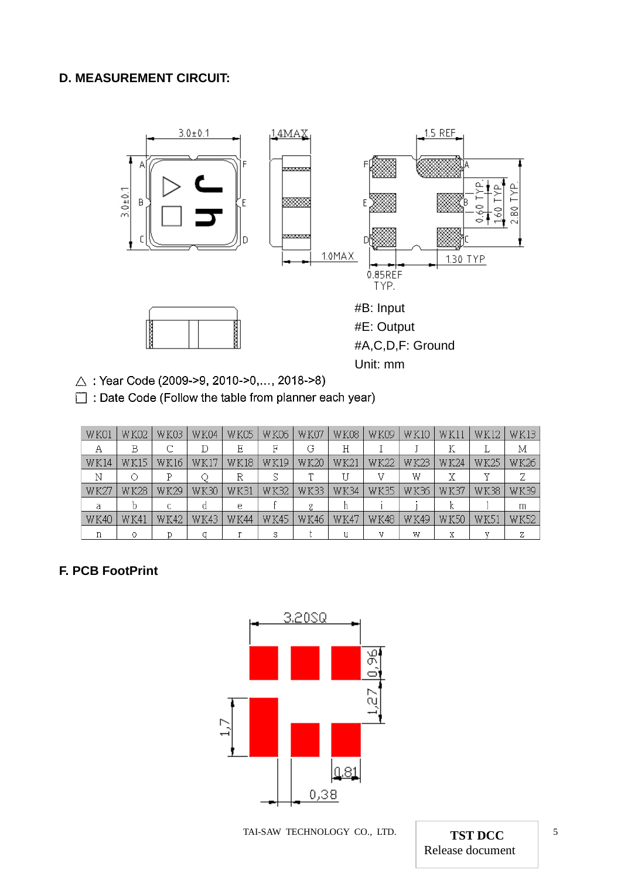## D. MEASUREMENT CIRCUIT:

#B: Input
#E: Output
#A,C,D,F: Ground
Unit: mm

△ : Year Code (2009->9, 2010->0,..., 2018->8)

☐ : Date Code (Follow the table from planner each year)

| WK01 | WK02 | WK03 | WK04 | WK05 | WK06 | WK07 | WK08 | WK09 | WK10 | WK11 | WK12 | WK13 |
|---|---|---|---|---|---|---|---|---|---|---|---|---|
| A | B | C | D | E | F | G | H | I | J | K | L | M |
| WK14 | WK15 | WK16 | WK17 | WK18 | WK19 | WK20 | WK21 | WK22 | WK23 | WK24 | WK25 | WK26 |
| N | O | P | Q | R | S | T | U | V | W | X | Y | Z |
| WK27 | WK28 | WK29 | WK30 | WK31 | WK32 | WK33 | WK34 | WK35 | WK36 | WK37 | WK38 | WK39 |
| a | b | c | d | e | f | g | h | i | j | k | l | m |
| WK40 | WK41 | WK42 | WK43 | WK44 | WK45 | WK46 | WK47 | WK48 | WK49 | WK50 | WK51 | WK52 |
| n | o | p | q | r | s | t | u | v | w | x | y | z |

## F. PCB FootPrint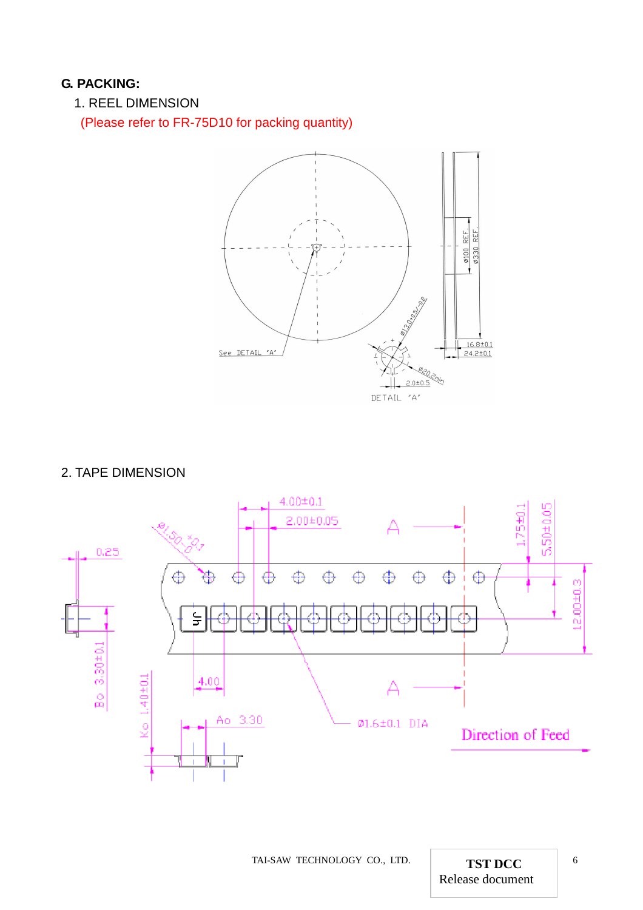## G. PACKING:

1. REEL DIMENSION

(Please refer to FR-75D10 for packing quantity)

2. TAPE DIMENSION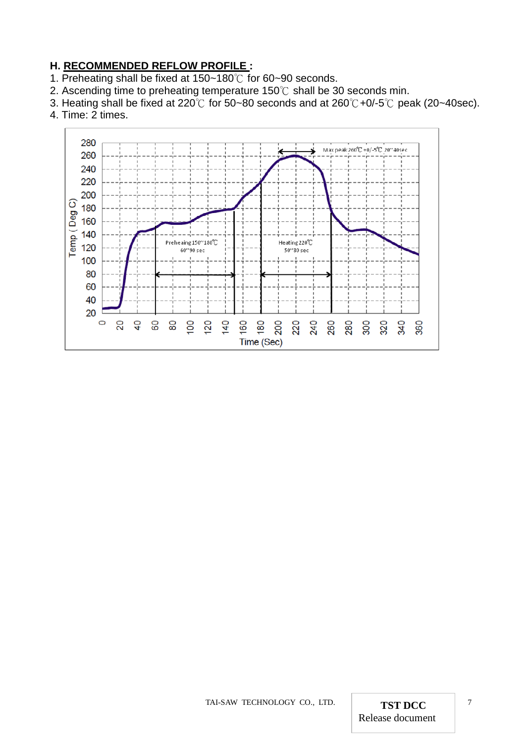**H. RECOMMENDED REFLOW PROFILE :**

1. Preheating shall be fixed at 150~180℃ for 60~90 seconds.
2. Ascending time to preheating temperature 150℃ shall be 30 seconds min.
3. Heating shall be fixed at 220℃ for 50~80 seconds and at 260℃+0/-5℃ peak (20~40sec).
4. Time: 2 times.

Temp ( Deg C)
280
260
240
220
200
180
160
140
120
100
80
60
40
20

0 20 40 60 80 100 120 140 160 180 200 220 240 260 280 300 320 340 360
Time (Sec)

Max peak 260℃ +0/-5℃ 20~40sec
Preheaing 150~180℃
60~90 sec
Heating 220℃
50~80 sec